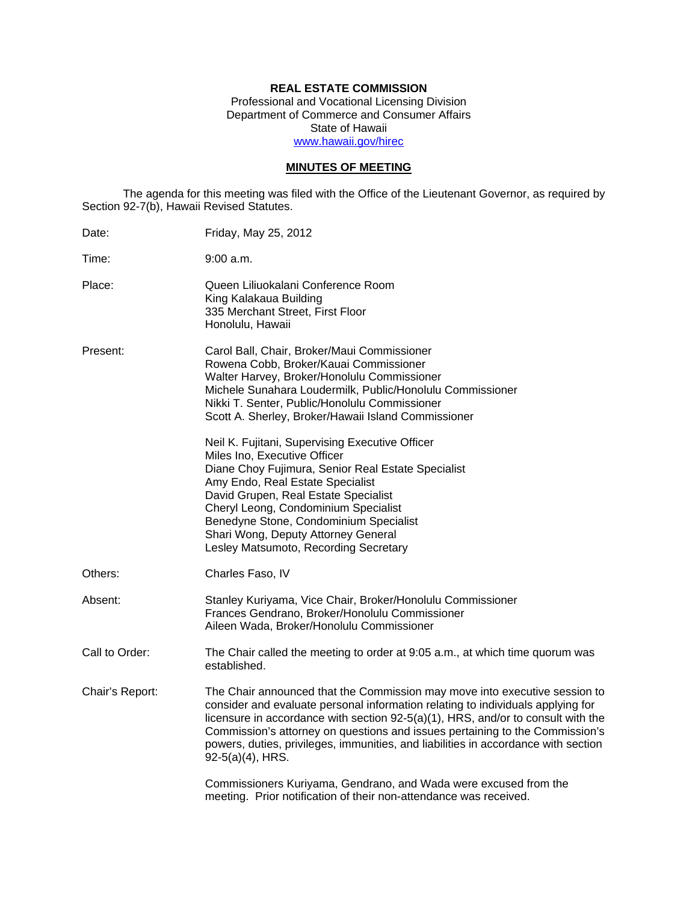**REAL ESTATE COMMISSION**
Professional and Vocational Licensing Division
Department of Commerce and Consumer Affairs
State of Hawaii
www.hawaii.gov/hirec

**MINUTES OF MEETING**

The agenda for this meeting was filed with the Office of the Lieutenant Governor, as required by Section 92-7(b), Hawaii Revised Statutes.

Date: Friday, May 25, 2012

Time: 9:00 a.m.

Place: Queen Liliuokalani Conference Room
King Kalakaua Building
335 Merchant Street, First Floor
Honolulu, Hawaii

Present: Carol Ball, Chair, Broker/Maui Commissioner
Rowena Cobb, Broker/Kauai Commissioner
Walter Harvey, Broker/Honolulu Commissioner
Michele Sunahara Loudermilk, Public/Honolulu Commissioner
Nikki T. Senter, Public/Honolulu Commissioner
Scott A. Sherley, Broker/Hawaii Island Commissioner

Neil K. Fujitani, Supervising Executive Officer
Miles Ino, Executive Officer
Diane Choy Fujimura, Senior Real Estate Specialist
Amy Endo, Real Estate Specialist
David Grupen, Real Estate Specialist
Cheryl Leong, Condominium Specialist
Benedyne Stone, Condominium Specialist
Shari Wong, Deputy Attorney General
Lesley Matsumoto, Recording Secretary

Others: Charles Faso, IV

Absent: Stanley Kuriyama, Vice Chair, Broker/Honolulu Commissioner
Frances Gendrano, Broker/Honolulu Commissioner
Aileen Wada, Broker/Honolulu Commissioner

Call to Order: The Chair called the meeting to order at 9:05 a.m., at which time quorum was established.

Chair's Report: The Chair announced that the Commission may move into executive session to consider and evaluate personal information relating to individuals applying for licensure in accordance with section 92-5(a)(1), HRS, and/or to consult with the Commission's attorney on questions and issues pertaining to the Commission's powers, duties, privileges, immunities, and liabilities in accordance with section 92-5(a)(4), HRS.

Commissioners Kuriyama, Gendrano, and Wada were excused from the meeting. Prior notification of their non-attendance was received.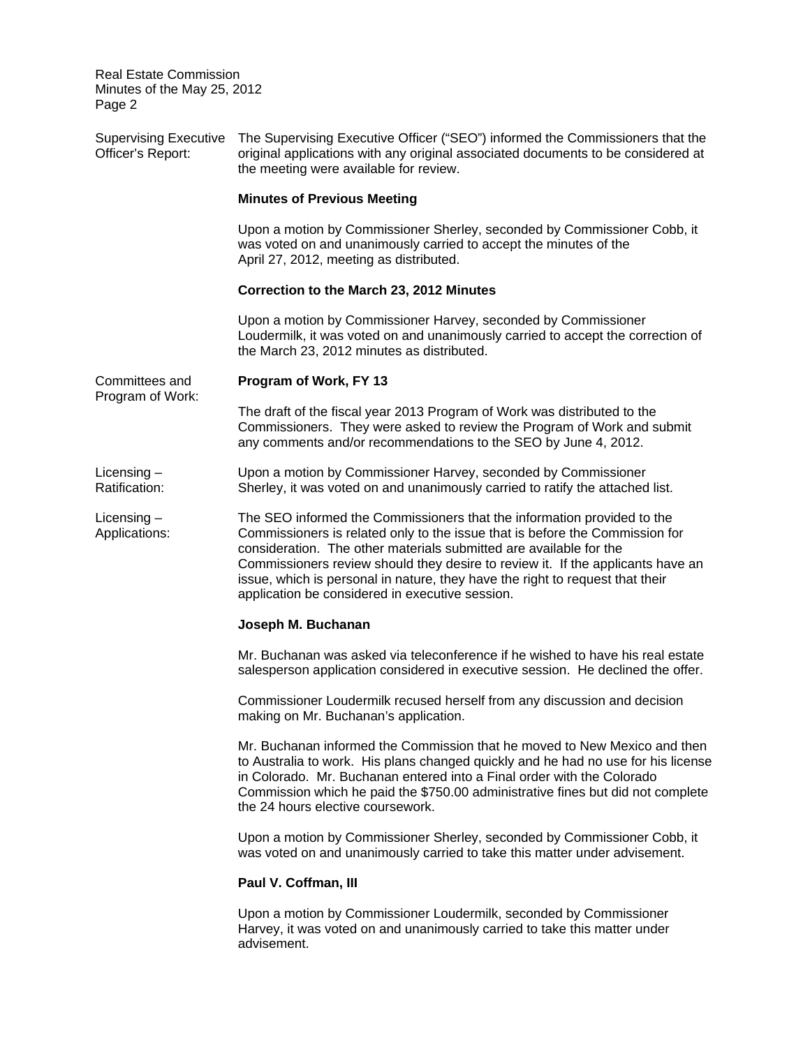Supervising Executive Officer's Report: The Supervising Executive Officer ("SEO") informed the Commissioners that the original applications with any original associated documents to be considered at the meeting were available for review.

**Minutes of Previous Meeting**

Upon a motion by Commissioner Sherley, seconded by Commissioner Cobb, it was voted on and unanimously carried to accept the minutes of the April 27, 2012, meeting as distributed.

**Correction to the March 23, 2012 Minutes**

Upon a motion by Commissioner Harvey, seconded by Commissioner Loudermilk, it was voted on and unanimously carried to accept the correction of the March 23, 2012 minutes as distributed.

Committees and Program of Work:

**Program of Work, FY 13**

The draft of the fiscal year 2013 Program of Work was distributed to the Commissioners. They were asked to review the Program of Work and submit any comments and/or recommendations to the SEO by June 4, 2012.

Licensing – Ratification: Upon a motion by Commissioner Harvey, seconded by Commissioner Sherley, it was voted on and unanimously carried to ratify the attached list.

Licensing – Applications: The SEO informed the Commissioners that the information provided to the Commissioners is related only to the issue that is before the Commission for consideration. The other materials submitted are available for the Commissioners review should they desire to review it. If the applicants have an issue, which is personal in nature, they have the right to request that their application be considered in executive session.

**Joseph M. Buchanan**

Mr. Buchanan was asked via teleconference if he wished to have his real estate salesperson application considered in executive session. He declined the offer.

Commissioner Loudermilk recused herself from any discussion and decision making on Mr. Buchanan's application.

Mr. Buchanan informed the Commission that he moved to New Mexico and then to Australia to work. His plans changed quickly and he had no use for his license in Colorado. Mr. Buchanan entered into a Final order with the Colorado Commission which he paid the $750.00 administrative fines but did not complete the 24 hours elective coursework.

Upon a motion by Commissioner Sherley, seconded by Commissioner Cobb, it was voted on and unanimously carried to take this matter under advisement.

**Paul V. Coffman, III**

Upon a motion by Commissioner Loudermilk, seconded by Commissioner Harvey, it was voted on and unanimously carried to take this matter under advisement.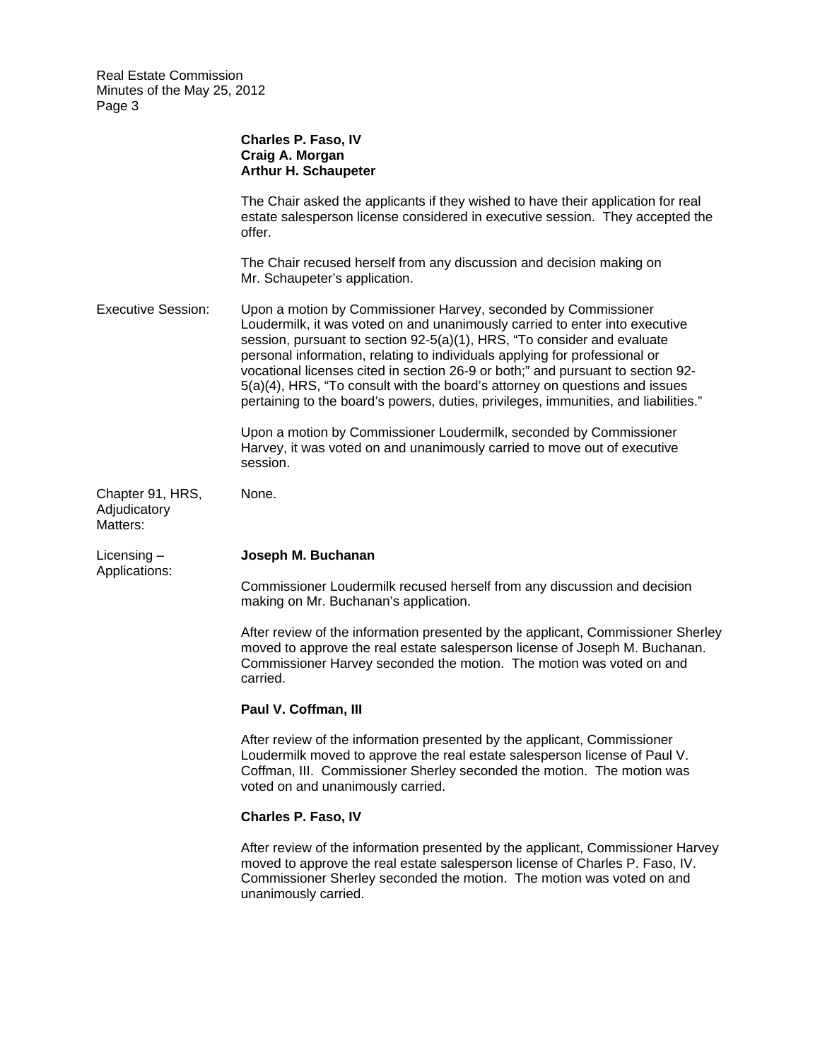**Charles P. Faso, IV**
**Craig A. Morgan**
**Arthur H. Schaupeter**

The Chair asked the applicants if they wished to have their application for real estate salesperson license considered in executive session. They accepted the offer.

The Chair recused herself from any discussion and decision making on Mr. Schaupeter's application.

Executive Session: Upon a motion by Commissioner Harvey, seconded by Commissioner Loudermilk, it was voted on and unanimously carried to enter into executive session, pursuant to section 92-5(a)(1), HRS, "To consider and evaluate personal information, relating to individuals applying for professional or vocational licenses cited in section 26-9 or both;" and pursuant to section 92-5(a)(4), HRS, "To consult with the board's attorney on questions and issues pertaining to the board's powers, duties, privileges, immunities, and liabilities."

Upon a motion by Commissioner Loudermilk, seconded by Commissioner Harvey, it was voted on and unanimously carried to move out of executive session.

Chapter 91, HRS, Adjudicatory Matters: None.

Licensing – Applications:

**Joseph M. Buchanan**

Commissioner Loudermilk recused herself from any discussion and decision making on Mr. Buchanan's application.

After review of the information presented by the applicant, Commissioner Sherley moved to approve the real estate salesperson license of Joseph M. Buchanan. Commissioner Harvey seconded the motion. The motion was voted on and carried.

**Paul V. Coffman, III**

After review of the information presented by the applicant, Commissioner Loudermilk moved to approve the real estate salesperson license of Paul V. Coffman, III. Commissioner Sherley seconded the motion. The motion was voted on and unanimously carried.

**Charles P. Faso, IV**

After review of the information presented by the applicant, Commissioner Harvey moved to approve the real estate salesperson license of Charles P. Faso, IV. Commissioner Sherley seconded the motion. The motion was voted on and unanimously carried.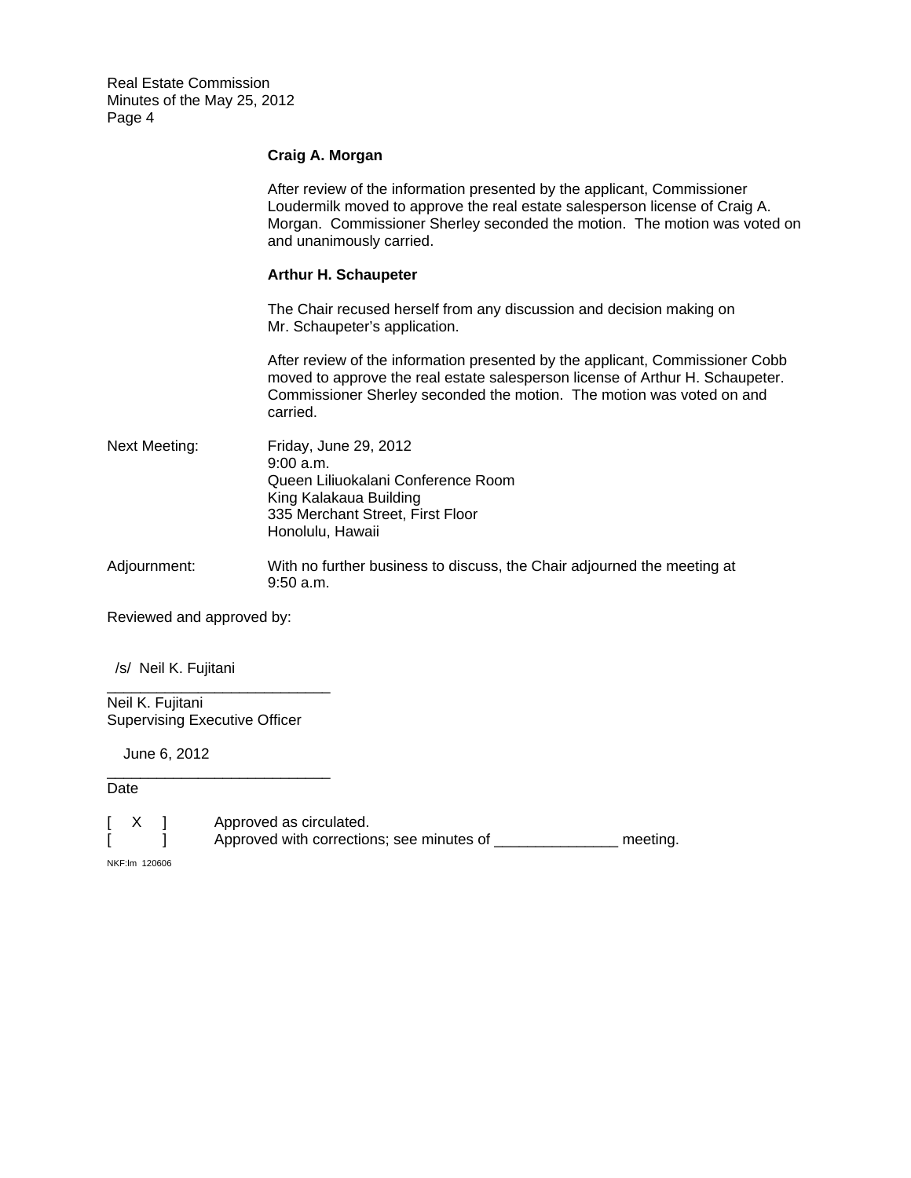**Craig A. Morgan**

After review of the information presented by the applicant, Commissioner Loudermilk moved to approve the real estate salesperson license of Craig A. Morgan. Commissioner Sherley seconded the motion. The motion was voted on and unanimously carried.

**Arthur H. Schaupeter**

The Chair recused herself from any discussion and decision making on Mr. Schaupeter's application.

After review of the information presented by the applicant, Commissioner Cobb moved to approve the real estate salesperson license of Arthur H. Schaupeter. Commissioner Sherley seconded the motion. The motion was voted on and carried.

Next Meeting: Friday, June 29, 2012
9:00 a.m.
Queen Liliuokalani Conference Room
King Kalakaua Building
335 Merchant Street, First Floor
Honolulu, Hawaii

Adjournment: With no further business to discuss, the Chair adjourned the meeting at 9:50 a.m.

Reviewed and approved by:

/s/ Neil K. Fujitani
___________________________
Neil K. Fujitani
Supervising Executive Officer

June 6, 2012
___________________________
Date

[ X ] Approved as circulated.
[ ] Approved with corrections; see minutes of _______________ meeting.

NKF:lm 120606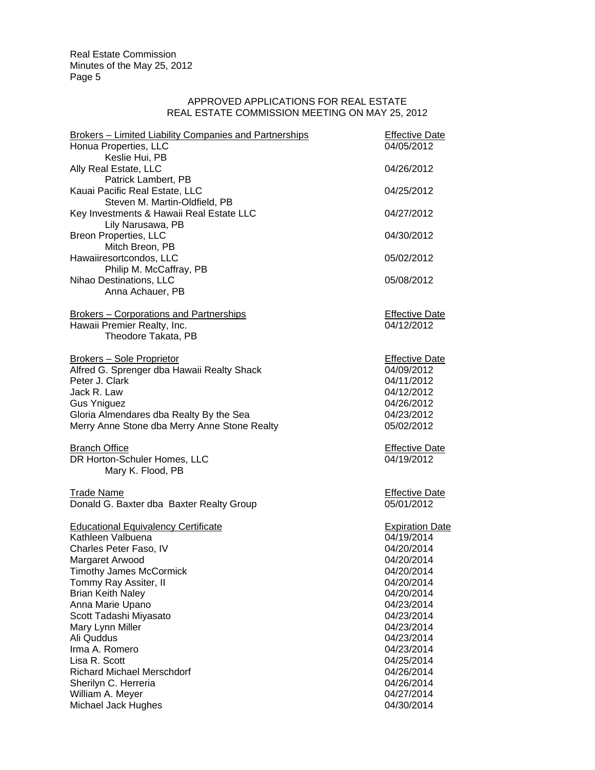## APPROVED APPLICATIONS FOR REAL ESTATE
## REAL ESTATE COMMISSION MEETING ON MAY 25, 2012

| Brokers – Limited Liability Companies and Partnerships | Effective Date |
|---|---|
| Honua Properties, LLC | 04/05/2012 |
| Keslie Hui, PB | |
| Ally Real Estate, LLC | 04/26/2012 |
| Patrick Lambert, PB | |
| Kauai Pacific Real Estate, LLC | 04/25/2012 |
| Steven M. Martin-Oldfield, PB | |
| Key Investments & Hawaii Real Estate LLC | 04/27/2012 |
| Lily Narusawa, PB | |
| Breon Properties, LLC | 04/30/2012 |
| Mitch Breon, PB | |
| Hawaiiresortcondos, LLC | 05/02/2012 |
| Philip M. McCaffray, PB | |
| Nihao Destinations, LLC | 05/08/2012 |
| Anna Achauer, PB | |

| Brokers – Corporations and Partnerships | Effective Date |
|---|---|
| Hawaii Premier Realty, Inc. | 04/12/2012 |
| Theodore Takata, PB | |

| Brokers – Sole Proprietor | Effective Date |
|---|---|
| Alfred G. Sprenger dba Hawaii Realty Shack | 04/09/2012 |
| Peter J. Clark | 04/11/2012 |
| Jack R. Law | 04/12/2012 |
| Gus Ynigue​z | 04/26/2012 |
| Gloria Almendares dba Realty By the Sea | 04/23/2012 |
| Merry Anne Stone dba Merry Anne Stone Realty | 05/02/2012 |

| Branch Office | Effective Date |
|---|---|
| DR Horton-Schuler Homes, LLC | 04/19/2012 |
| Mary K. Flood, PB | |

| Trade Name | Effective Date |
|---|---|
| Donald G. Baxter dba Baxter Realty Group | 05/01/2012 |

| Educational Equivalency Certificate | Expiration Date |
|---|---|
| Kathleen Valbuena | 04/19/2014 |
| Charles Peter Faso, IV | 04/20/2014 |
| Margaret Arwood | 04/20/2014 |
| Timothy James McCormick | 04/20/2014 |
| Tommy Ray Assiter, II | 04/20/2014 |
| Brian Keith Naley | 04/20/2014 |
| Anna Marie Upano | 04/23/2014 |
| Scott Tadashi Miyasato | 04/23/2014 |
| Mary Lynn Miller | 04/23/2014 |
| Ali Quddus | 04/23/2014 |
| Irma A. Romero | 04/23/2014 |
| Lisa R. Scott | 04/25/2014 |
| Richard Michael Merschdorf | 04/26/2014 |
| Sherilyn C. Herreria | 04/26/2014 |
| William A. Meyer | 04/27/2014 |
| Michael Jack Hughes | 04/30/2014 |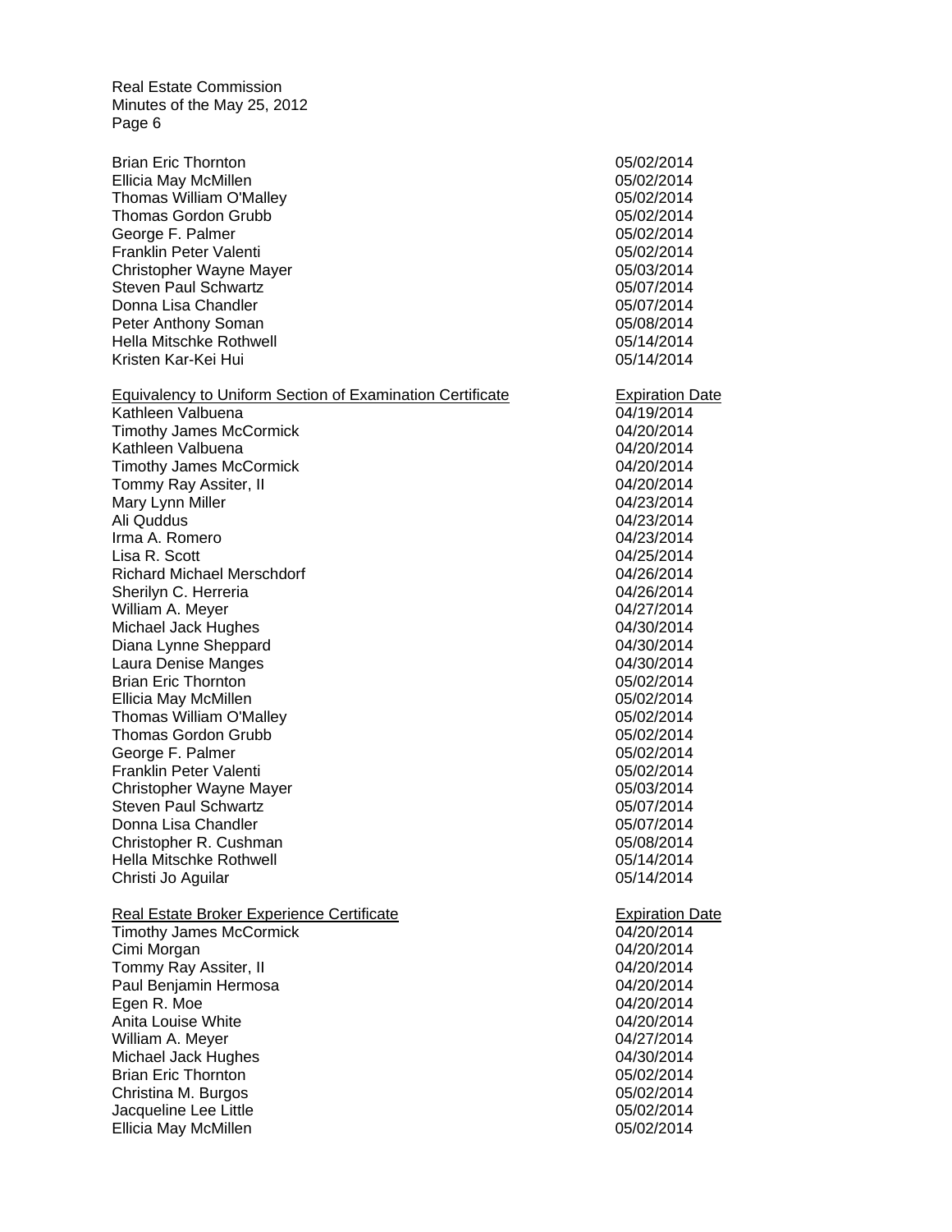| | |
|---|---|
| Brian Eric Thornton | 05/02/2014 |
| Ellicia May McMillen | 05/02/2014 |
| Thomas William O'Malley | 05/02/2014 |
| Thomas Gordon Grubb | 05/02/2014 |
| George F. Palmer | 05/02/2014 |
| Franklin Peter Valenti | 05/02/2014 |
| Christopher Wayne Mayer | 05/03/2014 |
| Steven Paul Schwartz | 05/07/2014 |
| Donna Lisa Chandler | 05/07/2014 |
| Peter Anthony Soman | 05/08/2014 |
| Hella Mitschke Rothwell | 05/14/2014 |
| Kristen Kar-Kei Hui | 05/14/2014 |

| Equivalency to Uniform Section of Examination Certificate | Expiration Date |
|---|---|
| Kathleen Valbuena | 04/19/2014 |
| Timothy James McCormick | 04/20/2014 |
| Kathleen Valbuena | 04/20/2014 |
| Timothy James McCormick | 04/20/2014 |
| Tommy Ray Assiter, II | 04/20/2014 |
| Mary Lynn Miller | 04/23/2014 |
| Ali Quddus | 04/23/2014 |
| Irma A. Romero | 04/23/2014 |
| Lisa R. Scott | 04/25/2014 |
| Richard Michael Merschdorf | 04/26/2014 |
| Sherilyn C. Herreria | 04/26/2014 |
| William A. Meyer | 04/27/2014 |
| Michael Jack Hughes | 04/30/2014 |
| Diana Lynne Sheppard | 04/30/2014 |
| Laura Denise Manges | 04/30/2014 |
| Brian Eric Thornton | 05/02/2014 |
| Ellicia May McMillen | 05/02/2014 |
| Thomas William O'Malley | 05/02/2014 |
| Thomas Gordon Grubb | 05/02/2014 |
| George F. Palmer | 05/02/2014 |
| Franklin Peter Valenti | 05/02/2014 |
| Christopher Wayne Mayer | 05/03/2014 |
| Steven Paul Schwartz | 05/07/2014 |
| Donna Lisa Chandler | 05/07/2014 |
| Christopher R. Cushman | 05/08/2014 |
| Hella Mitschke Rothwell | 05/14/2014 |
| Christi Jo Aguilar | 05/14/2014 |

| Real Estate Broker Experience Certificate | Expiration Date |
|---|---|
| Timothy James McCormick | 04/20/2014 |
| Cimi Morgan | 04/20/2014 |
| Tommy Ray Assiter, II | 04/20/2014 |
| Paul Benjamin Hermosa | 04/20/2014 |
| Egen R. Moe | 04/20/2014 |
| Anita Louise White | 04/20/2014 |
| William A. Meyer | 04/27/2014 |
| Michael Jack Hughes | 04/30/2014 |
| Brian Eric Thornton | 05/02/2014 |
| Christina M. Burgos | 05/02/2014 |
| Jacqueline Lee Little | 05/02/2014 |
| Ellicia May McMillen | 05/02/2014 |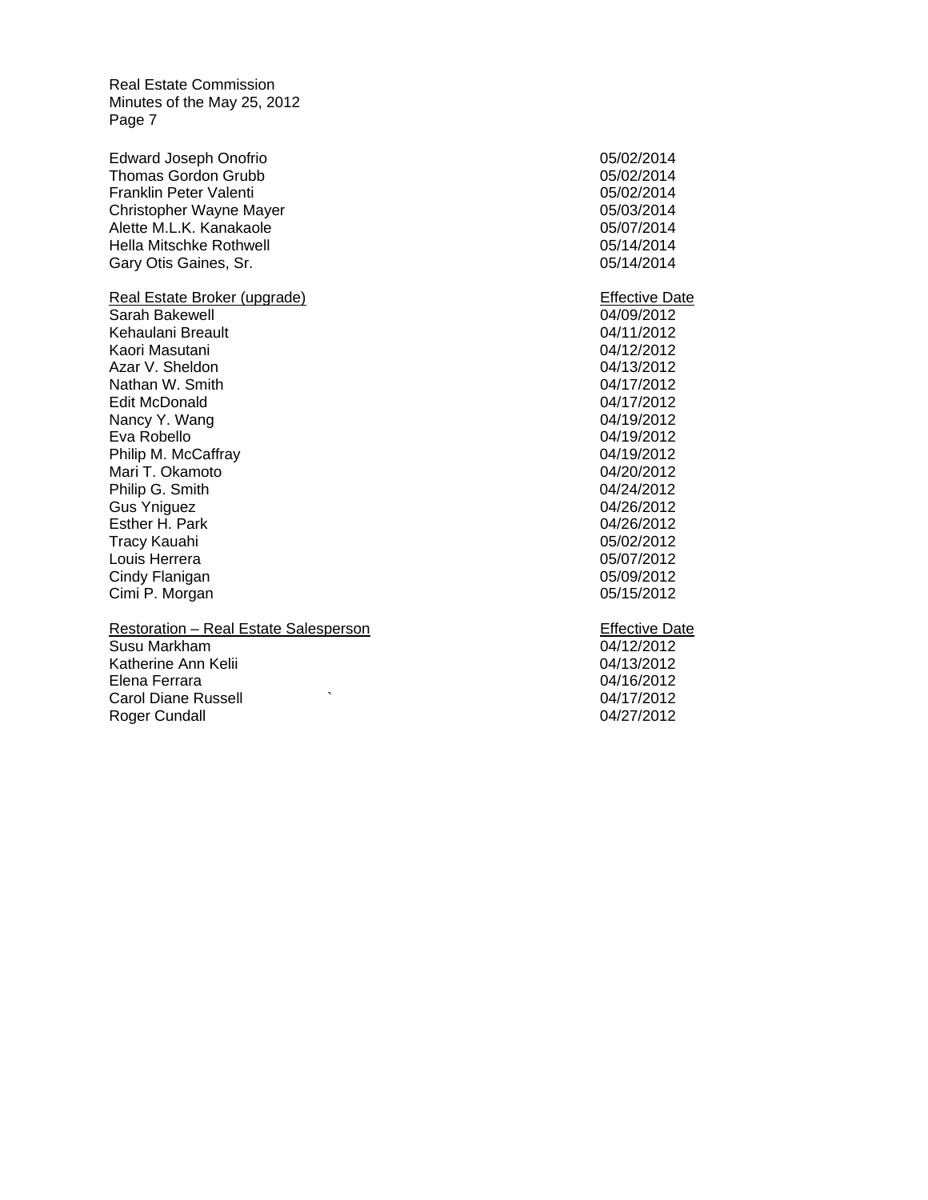| | |
|---|---|
| Edward Joseph Onofrio | 05/02/2014 |
| Thomas Gordon Grubb | 05/02/2014 |
| Franklin Peter Valenti | 05/02/2014 |
| Christopher Wayne Mayer | 05/03/2014 |
| Alette M.L.K. Kanakaole | 05/07/2014 |
| Hella Mitschke Rothwell | 05/14/2014 |
| Gary Otis Gaines, Sr. | 05/14/2014 |

| Real Estate Broker (upgrade) | Effective Date |
|---|---|
| Sarah Bakewell | 04/09/2012 |
| Kehaulani Breault | 04/11/2012 |
| Kaori Masutani | 04/12/2012 |
| Azar V. Sheldon | 04/13/2012 |
| Nathan W. Smith | 04/17/2012 |
| Edit McDonald | 04/17/2012 |
| Nancy Y. Wang | 04/19/2012 |
| Eva Robello | 04/19/2012 |
| Philip M. McCaffray | 04/19/2012 |
| Mari T. Okamoto | 04/20/2012 |
| Philip G. Smith | 04/24/2012 |
| Gus Yniguez | 04/26/2012 |
| Esther H. Park | 04/26/2012 |
| Tracy Kauahi | 05/02/2012 |
| Louis Herrera | 05/07/2012 |
| Cindy Flanigan | 05/09/2012 |
| Cimi P. Morgan | 05/15/2012 |

| Restoration – Real Estate Salesperson | Effective Date |
|---|---|
| Susu Markham | 04/12/2012 |
| Katherine Ann Kelii | 04/13/2012 |
| Elena Ferrara | 04/16/2012 |
| Carol Diane Russell ` | 04/17/2012 |
| Roger Cundall | 04/27/2012 |